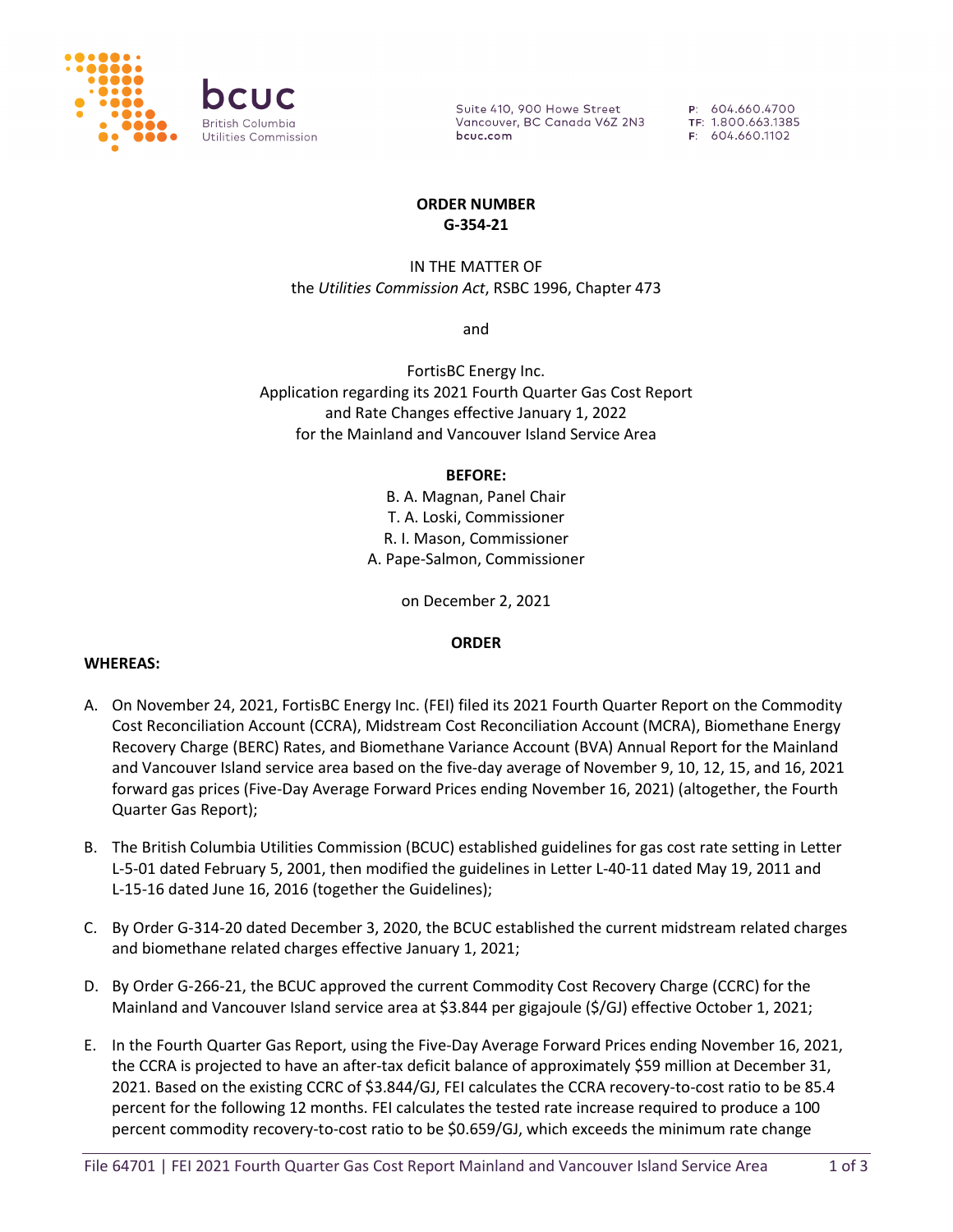bcuc
British Columbia
Utilities Commission

Suite 410, 900 Howe Street
Vancouver, BC Canada V6Z 2N3
bcuc.com

P: 604.660.4700
TF: 1.800.663.1385
F: 604.660.1102

**ORDER NUMBER**
**G-354-21**

IN THE MATTER OF
the *Utilities Commission Act*, RSBC 1996, Chapter 473

and

FortisBC Energy Inc.
Application regarding its 2021 Fourth Quarter Gas Cost Report
and Rate Changes effective January 1, 2022
for the Mainland and Vancouver Island Service Area

**BEFORE:**
B. A. Magnan, Panel Chair
T. A. Loski, Commissioner
R. I. Mason, Commissioner
A. Pape-Salmon, Commissioner

on December 2, 2021

**ORDER**

**WHEREAS:**

A. On November 24, 2021, FortisBC Energy Inc. (FEI) filed its 2021 Fourth Quarter Report on the Commodity Cost Reconciliation Account (CCRA), Midstream Cost Reconciliation Account (MCRA), Biomethane Energy Recovery Charge (BERC) Rates, and Biomethane Variance Account (BVA) Annual Report for the Mainland and Vancouver Island service area based on the five-day average of November 9, 10, 12, 15, and 16, 2021 forward gas prices (Five-Day Average Forward Prices ending November 16, 2021) (altogether, the Fourth Quarter Gas Report);

B. The British Columbia Utilities Commission (BCUC) established guidelines for gas cost rate setting in Letter L-5-01 dated February 5, 2001, then modified the guidelines in Letter L-40-11 dated May 19, 2011 and L-15-16 dated June 16, 2016 (together the Guidelines);

C. By Order G-314-20 dated December 3, 2020, the BCUC established the current midstream related charges and biomethane related charges effective January 1, 2021;

D. By Order G-266-21, the BCUC approved the current Commodity Cost Recovery Charge (CCRC) for the Mainland and Vancouver Island service area at $3.844 per gigajoule ($/GJ) effective October 1, 2021;

E. In the Fourth Quarter Gas Report, using the Five-Day Average Forward Prices ending November 16, 2021, the CCRA is projected to have an after-tax deficit balance of approximately $59 million at December 31, 2021. Based on the existing CCRC of $3.844/GJ, FEI calculates the CCRA recovery-to-cost ratio to be 85.4 percent for the following 12 months. FEI calculates the tested rate increase required to produce a 100 percent commodity recovery-to-cost ratio to be $0.659/GJ, which exceeds the minimum rate change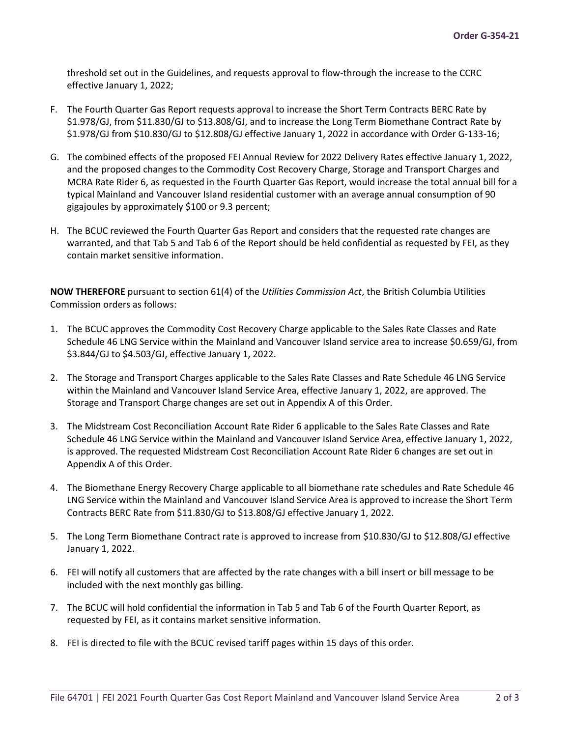threshold set out in the Guidelines, and requests approval to flow-through the increase to the CCRC effective January 1, 2022;

F. The Fourth Quarter Gas Report requests approval to increase the Short Term Contracts BERC Rate by $1.978/GJ, from $11.830/GJ to $13.808/GJ, and to increase the Long Term Biomethane Contract Rate by $1.978/GJ from $10.830/GJ to $12.808/GJ effective January 1, 2022 in accordance with Order G-133-16;

G. The combined effects of the proposed FEI Annual Review for 2022 Delivery Rates effective January 1, 2022, and the proposed changes to the Commodity Cost Recovery Charge, Storage and Transport Charges and MCRA Rate Rider 6, as requested in the Fourth Quarter Gas Report, would increase the total annual bill for a typical Mainland and Vancouver Island residential customer with an average annual consumption of 90 gigajoules by approximately $100 or 9.3 percent;

H. The BCUC reviewed the Fourth Quarter Gas Report and considers that the requested rate changes are warranted, and that Tab 5 and Tab 6 of the Report should be held confidential as requested by FEI, as they contain market sensitive information.

**NOW THEREFORE** pursuant to section 61(4) of the *Utilities Commission Act*, the British Columbia Utilities Commission orders as follows:

1. The BCUC approves the Commodity Cost Recovery Charge applicable to the Sales Rate Classes and Rate Schedule 46 LNG Service within the Mainland and Vancouver Island service area to increase $0.659/GJ, from $3.844/GJ to $4.503/GJ, effective January 1, 2022.
2. The Storage and Transport Charges applicable to the Sales Rate Classes and Rate Schedule 46 LNG Service within the Mainland and Vancouver Island Service Area, effective January 1, 2022, are approved. The Storage and Transport Charge changes are set out in Appendix A of this Order.
3. The Midstream Cost Reconciliation Account Rate Rider 6 applicable to the Sales Rate Classes and Rate Schedule 46 LNG Service within the Mainland and Vancouver Island Service Area, effective January 1, 2022, is approved. The requested Midstream Cost Reconciliation Account Rate Rider 6 changes are set out in Appendix A of this Order.
4. The Biomethane Energy Recovery Charge applicable to all biomethane rate schedules and Rate Schedule 46 LNG Service within the Mainland and Vancouver Island Service Area is approved to increase the Short Term Contracts BERC Rate from $11.830/GJ to $13.808/GJ effective January 1, 2022.
5. The Long Term Biomethane Contract rate is approved to increase from $10.830/GJ to $12.808/GJ effective January 1, 2022.
6. FEI will notify all customers that are affected by the rate changes with a bill insert or bill message to be included with the next monthly gas billing.
7. The BCUC will hold confidential the information in Tab 5 and Tab 6 of the Fourth Quarter Report, as requested by FEI, as it contains market sensitive information.
8. FEI is directed to file with the BCUC revised tariff pages within 15 days of this order.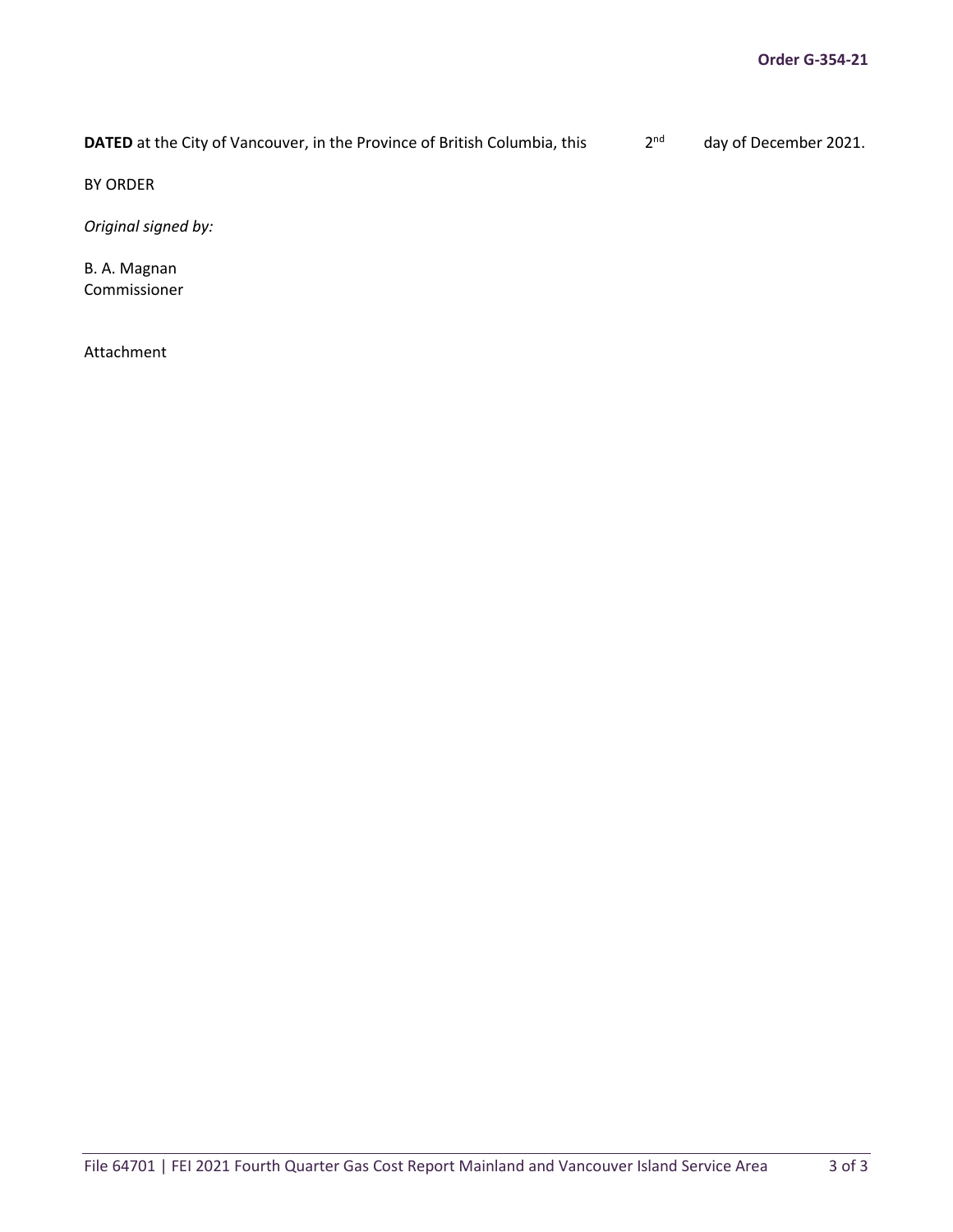**DATED** at the City of Vancouver, in the Province of British Columbia, this 2nd day of December 2021.

BY ORDER

*Original signed by:*

B. A. Magnan
Commissioner

Attachment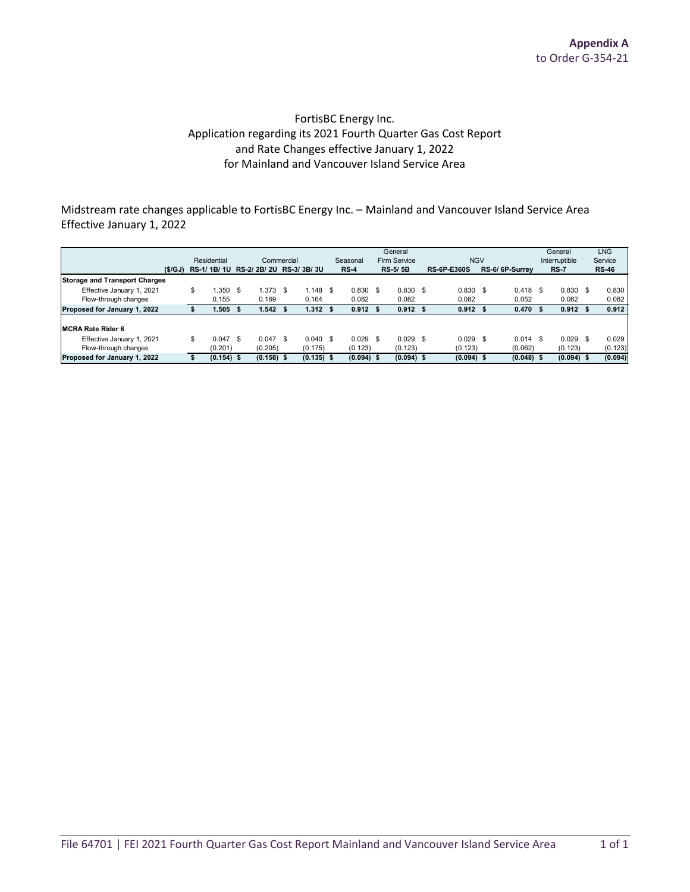**Appendix A**
to Order G-354-21

FortisBC Energy Inc.
Application regarding its 2021 Fourth Quarter Gas Cost Report
and Rate Changes effective January 1, 2022
for Mainland and Vancouver Island Service Area

Midstream rate changes applicable to FortisBC Energy Inc. – Mainland and Vancouver Island Service Area
Effective January 1, 2022

| ($/GJ) | Residential RS-1/ 1B/ 1U | Commercial RS-2/ 2B/ 2U | Commercial RS-3/ 3B/ 3U | Seasonal RS-4 | General Firm Service RS-5/ 5B | NGV RS-6P-E360S | NGV RS-6/ 6P-Surrey | General Interruptible RS-7 | LNG Service RS-46 |
|---|---|---|---|---|---|---|---|---|---|
| **Storage and Transport Charges** | | | | | | | | | |
| Effective January 1, 2021 | $ 1.350 | $ 1.373 | $ 1.148 | $ 0.830 | $ 0.830 | $ 0.830 | $ 0.418 | $ 0.830 | $ 0.830 |
| Flow-through changes | 0.155 | 0.169 | 0.164 | 0.082 | 0.082 | 0.082 | 0.052 | 0.082 | 0.082 |
| **Proposed for January 1, 2022** | **$ 1.505** | **$ 1.542** | **$ 1.312** | **$ 0.912** | **$ 0.912** | **$ 0.912** | **$ 0.470** | **$ 0.912** | **$ 0.912** |
| **MCRA Rate Rider 6** | | | | | | | | | |
| Effective January 1, 2021 | $ 0.047 | $ 0.047 | $ 0.040 | $ 0.029 | $ 0.029 | $ 0.029 | $ 0.014 | $ 0.029 | $ 0.029 |
| Flow-through changes | (0.201) | (0.205) | (0.175) | (0.123) | (0.123) | (0.123) | (0.062) | (0.123) | (0.123) |
| **Proposed for January 1, 2022** | **$ (0.154)** | **$ (0.158)** | **$ (0.135)** | **$ (0.094)** | **$ (0.094)** | **$ (0.094)** | **$ (0.048)** | **$ (0.094)** | **$ (0.094)** |

File 64701 | FEI 2021 Fourth Quarter Gas Cost Report Mainland and Vancouver Island Service Area